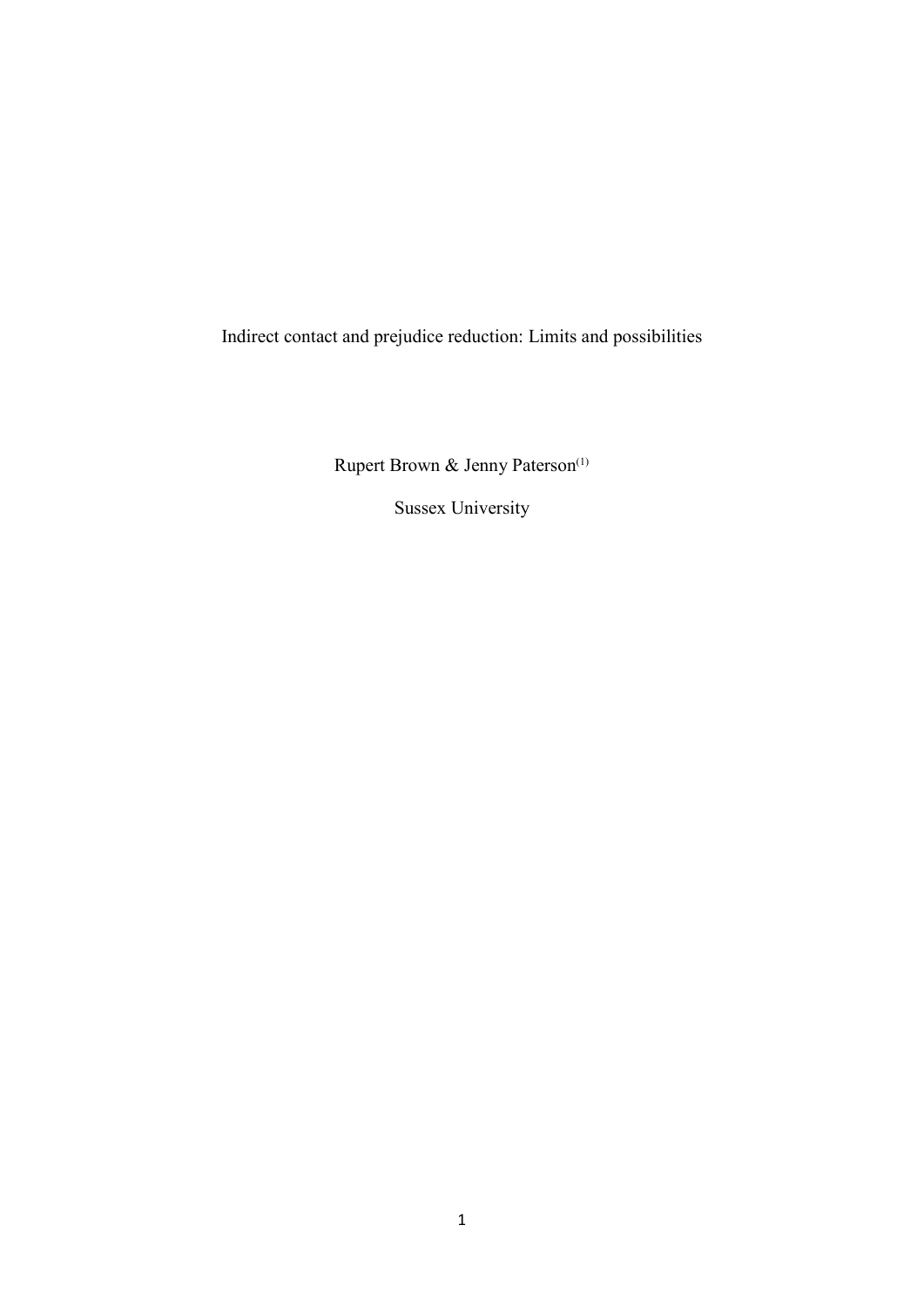# Indirect contact and prejudice reduction: Limits and possibilities

Rupert Brown & Jenny Paterson[(1)]

Sussex University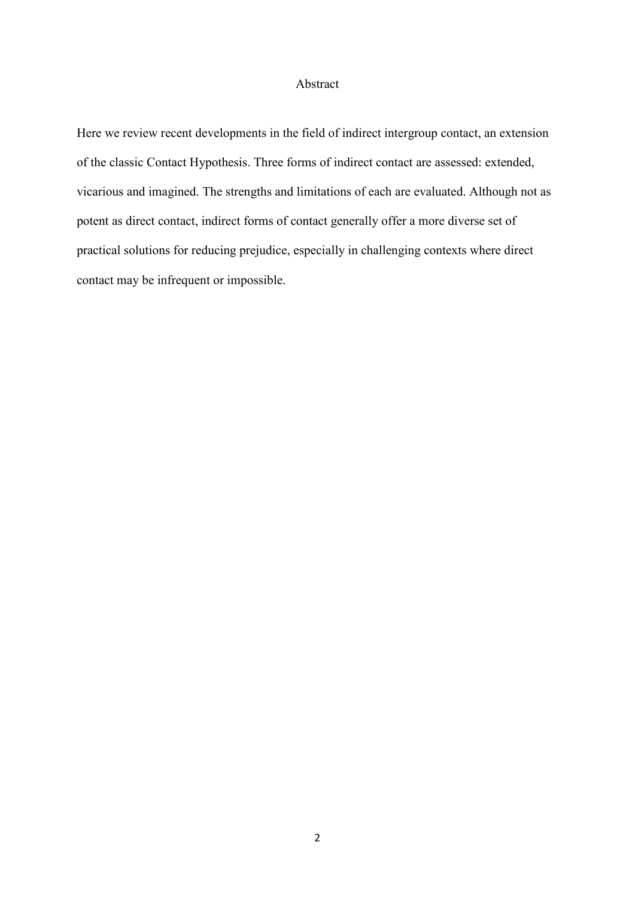## Abstract

Here we review recent developments in the field of indirect intergroup contact, an extension of the classic Contact Hypothesis. Three forms of indirect contact are assessed: extended, vicarious and imagined. The strengths and limitations of each are evaluated. Although not as potent as direct contact, indirect forms of contact generally offer a more diverse set of practical solutions for reducing prejudice, especially in challenging contexts where direct contact may be infrequent or impossible.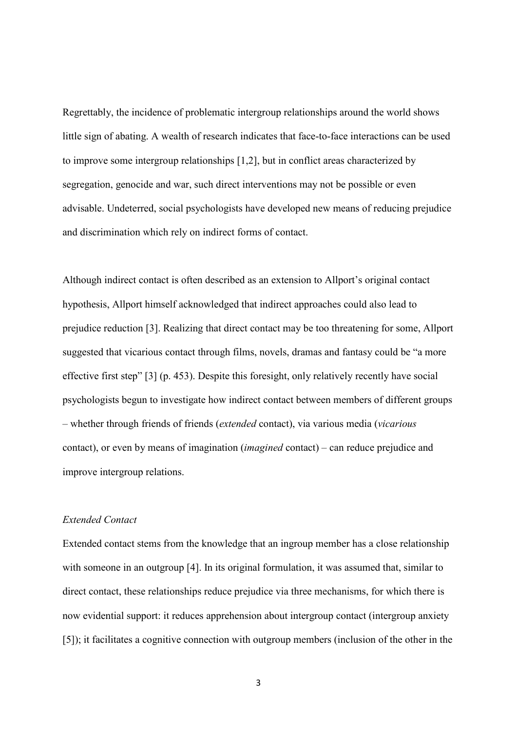Regrettably, the incidence of problematic intergroup relationships around the world shows little sign of abating. A wealth of research indicates that face-to-face interactions can be used to improve some intergroup relationships [1,2], but in conflict areas characterized by segregation, genocide and war, such direct interventions may not be possible or even advisable. Undeterred, social psychologists have developed new means of reducing prejudice and discrimination which rely on indirect forms of contact.

Although indirect contact is often described as an extension to Allport's original contact hypothesis, Allport himself acknowledged that indirect approaches could also lead to prejudice reduction [3]. Realizing that direct contact may be too threatening for some, Allport suggested that vicarious contact through films, novels, dramas and fantasy could be "a more effective first step" [3] (p. 453). Despite this foresight, only relatively recently have social psychologists begun to investigate how indirect contact between members of different groups – whether through friends of friends (*extended* contact), via various media (*vicarious* contact), or even by means of imagination (*imagined* contact) – can reduce prejudice and improve intergroup relations.

### *Extended Contact*

Extended contact stems from the knowledge that an ingroup member has a close relationship with someone in an outgroup [4]. In its original formulation, it was assumed that, similar to direct contact, these relationships reduce prejudice via three mechanisms, for which there is now evidential support: it reduces apprehension about intergroup contact (intergroup anxiety [5]); it facilitates a cognitive connection with outgroup members (inclusion of the other in the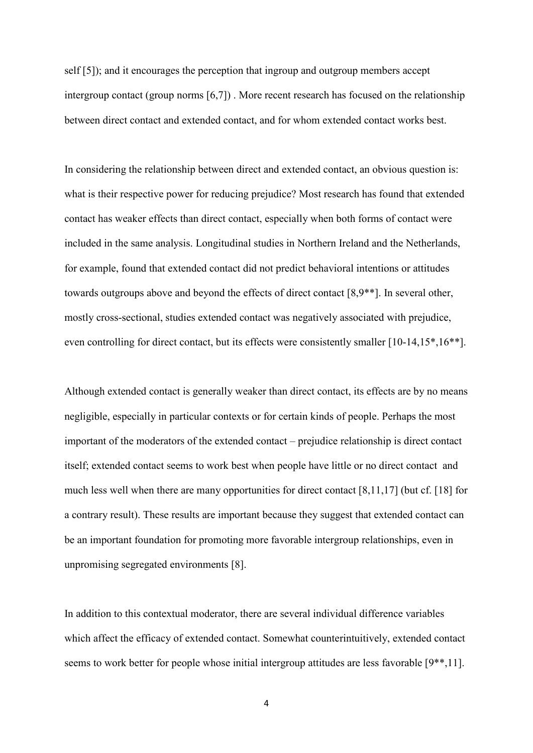self [5]); and it encourages the perception that ingroup and outgroup members accept intergroup contact (group norms [6,7]) . More recent research has focused on the relationship between direct contact and extended contact, and for whom extended contact works best.

In considering the relationship between direct and extended contact, an obvious question is: what is their respective power for reducing prejudice? Most research has found that extended contact has weaker effects than direct contact, especially when both forms of contact were included in the same analysis. Longitudinal studies in Northern Ireland and the Netherlands, for example, found that extended contact did not predict behavioral intentions or attitudes towards outgroups above and beyond the effects of direct contact [8,9**]. In several other, mostly cross-sectional, studies extended contact was negatively associated with prejudice, even controlling for direct contact, but its effects were consistently smaller [10-14,15*,16**].

Although extended contact is generally weaker than direct contact, its effects are by no means negligible, especially in particular contexts or for certain kinds of people. Perhaps the most important of the moderators of the extended contact – prejudice relationship is direct contact itself; extended contact seems to work best when people have little or no direct contact and much less well when there are many opportunities for direct contact [8,11,17] (but cf. [18] for a contrary result). These results are important because they suggest that extended contact can be an important foundation for promoting more favorable intergroup relationships, even in unpromising segregated environments [8].

In addition to this contextual moderator, there are several individual difference variables which affect the efficacy of extended contact. Somewhat counterintuitively, extended contact seems to work better for people whose initial intergroup attitudes are less favorable [9**,11].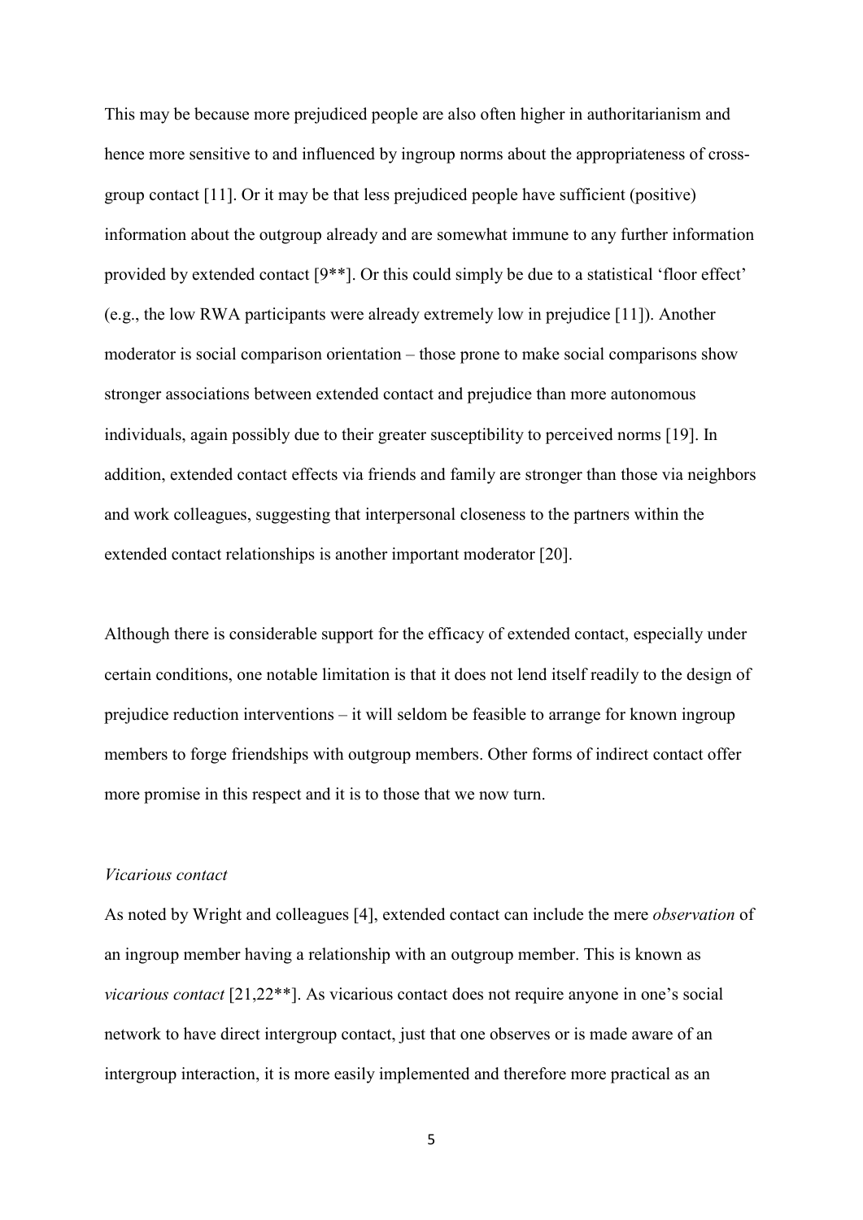This may be because more prejudiced people are also often higher in authoritarianism and hence more sensitive to and influenced by ingroup norms about the appropriateness of cross-group contact [11]. Or it may be that less prejudiced people have sufficient (positive) information about the outgroup already and are somewhat immune to any further information provided by extended contact [9**]. Or this could simply be due to a statistical 'floor effect' (e.g., the low RWA participants were already extremely low in prejudice [11]). Another moderator is social comparison orientation – those prone to make social comparisons show stronger associations between extended contact and prejudice than more autonomous individuals, again possibly due to their greater susceptibility to perceived norms [19]. In addition, extended contact effects via friends and family are stronger than those via neighbors and work colleagues, suggesting that interpersonal closeness to the partners within the extended contact relationships is another important moderator [20].

Although there is considerable support for the efficacy of extended contact, especially under certain conditions, one notable limitation is that it does not lend itself readily to the design of prejudice reduction interventions – it will seldom be feasible to arrange for known ingroup members to forge friendships with outgroup members. Other forms of indirect contact offer more promise in this respect and it is to those that we now turn.

*Vicarious contact*

As noted by Wright and colleagues [4], extended contact can include the mere *observation* of an ingroup member having a relationship with an outgroup member. This is known as *vicarious contact* [21,22**]. As vicarious contact does not require anyone in one's social network to have direct intergroup contact, just that one observes or is made aware of an intergroup interaction, it is more easily implemented and therefore more practical as an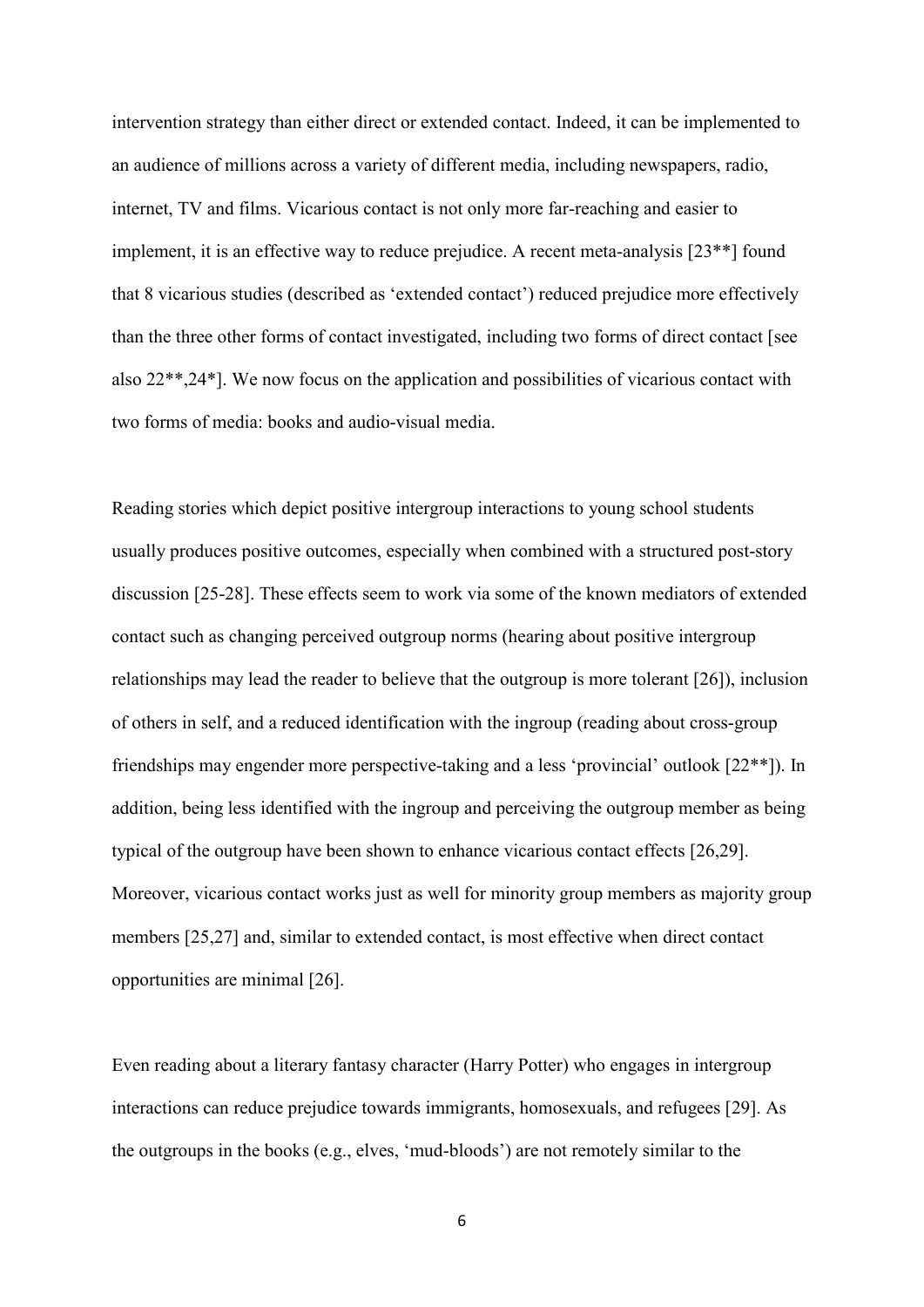intervention strategy than either direct or extended contact. Indeed, it can be implemented to an audience of millions across a variety of different media, including newspapers, radio, internet, TV and films. Vicarious contact is not only more far-reaching and easier to implement, it is an effective way to reduce prejudice. A recent meta-analysis [23**] found that 8 vicarious studies (described as 'extended contact') reduced prejudice more effectively than the three other forms of contact investigated, including two forms of direct contact [see also 22**,24*]. We now focus on the application and possibilities of vicarious contact with two forms of media: books and audio-visual media.

Reading stories which depict positive intergroup interactions to young school students usually produces positive outcomes, especially when combined with a structured post-story discussion [25-28]. These effects seem to work via some of the known mediators of extended contact such as changing perceived outgroup norms (hearing about positive intergroup relationships may lead the reader to believe that the outgroup is more tolerant [26]), inclusion of others in self, and a reduced identification with the ingroup (reading about cross-group friendships may engender more perspective-taking and a less 'provincial' outlook [22**]). In addition, being less identified with the ingroup and perceiving the outgroup member as being typical of the outgroup have been shown to enhance vicarious contact effects [26,29]. Moreover, vicarious contact works just as well for minority group members as majority group members [25,27] and, similar to extended contact, is most effective when direct contact opportunities are minimal [26].

Even reading about a literary fantasy character (Harry Potter) who engages in intergroup interactions can reduce prejudice towards immigrants, homosexuals, and refugees [29]. As the outgroups in the books (e.g., elves, 'mud-bloods') are not remotely similar to the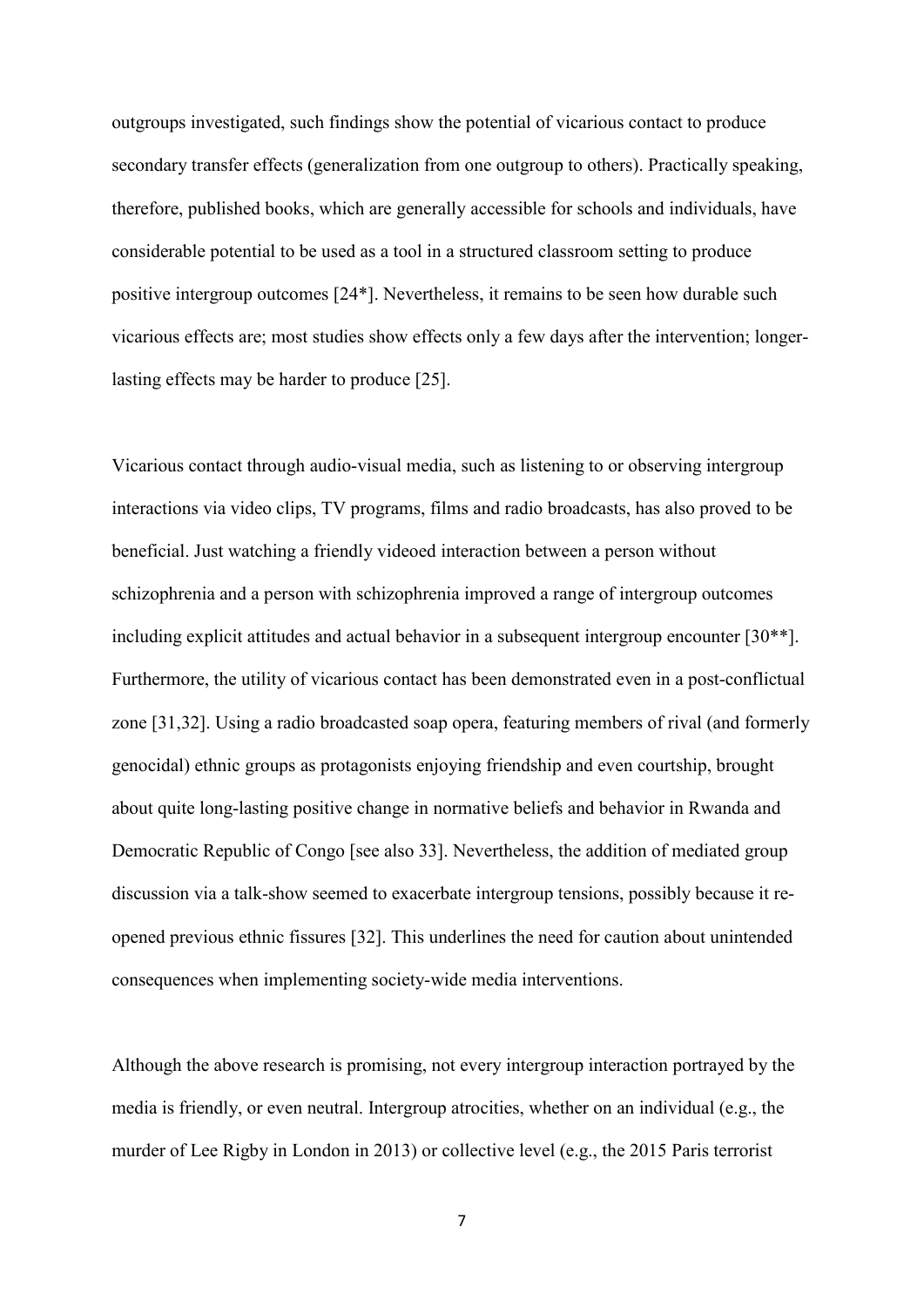outgroups investigated, such findings show the potential of vicarious contact to produce secondary transfer effects (generalization from one outgroup to others). Practically speaking, therefore, published books, which are generally accessible for schools and individuals, have considerable potential to be used as a tool in a structured classroom setting to produce positive intergroup outcomes [24*]. Nevertheless, it remains to be seen how durable such vicarious effects are; most studies show effects only a few days after the intervention; longer-lasting effects may be harder to produce [25].

Vicarious contact through audio-visual media, such as listening to or observing intergroup interactions via video clips, TV programs, films and radio broadcasts, has also proved to be beneficial. Just watching a friendly videoed interaction between a person without schizophrenia and a person with schizophrenia improved a range of intergroup outcomes including explicit attitudes and actual behavior in a subsequent intergroup encounter [30**]. Furthermore, the utility of vicarious contact has been demonstrated even in a post-conflictual zone [31,32]. Using a radio broadcasted soap opera, featuring members of rival (and formerly genocidal) ethnic groups as protagonists enjoying friendship and even courtship, brought about quite long-lasting positive change in normative beliefs and behavior in Rwanda and Democratic Republic of Congo [see also 33]. Nevertheless, the addition of mediated group discussion via a talk-show seemed to exacerbate intergroup tensions, possibly because it re-opened previous ethnic fissures [32]. This underlines the need for caution about unintended consequences when implementing society-wide media interventions.

Although the above research is promising, not every intergroup interaction portrayed by the media is friendly, or even neutral. Intergroup atrocities, whether on an individual (e.g., the murder of Lee Rigby in London in 2013) or collective level (e.g., the 2015 Paris terrorist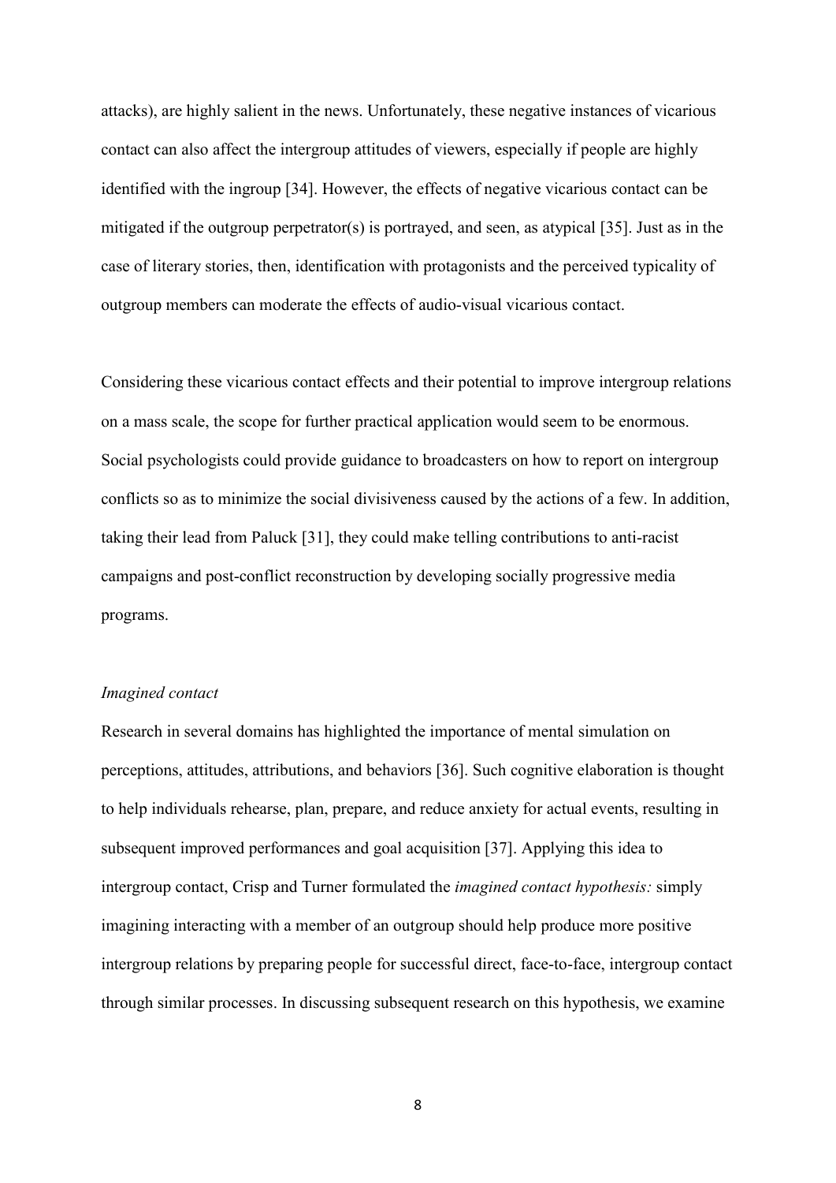attacks), are highly salient in the news. Unfortunately, these negative instances of vicarious contact can also affect the intergroup attitudes of viewers, especially if people are highly identified with the ingroup [34]. However, the effects of negative vicarious contact can be mitigated if the outgroup perpetrator(s) is portrayed, and seen, as atypical [35]. Just as in the case of literary stories, then, identification with protagonists and the perceived typicality of outgroup members can moderate the effects of audio-visual vicarious contact.

Considering these vicarious contact effects and their potential to improve intergroup relations on a mass scale, the scope for further practical application would seem to be enormous. Social psychologists could provide guidance to broadcasters on how to report on intergroup conflicts so as to minimize the social divisiveness caused by the actions of a few. In addition, taking their lead from Paluck [31], they could make telling contributions to anti-racist campaigns and post-conflict reconstruction by developing socially progressive media programs.

### *Imagined contact*

Research in several domains has highlighted the importance of mental simulation on perceptions, attitudes, attributions, and behaviors [36]. Such cognitive elaboration is thought to help individuals rehearse, plan, prepare, and reduce anxiety for actual events, resulting in subsequent improved performances and goal acquisition [37]. Applying this idea to intergroup contact, Crisp and Turner formulated the *imagined contact hypothesis:* simply imagining interacting with a member of an outgroup should help produce more positive intergroup relations by preparing people for successful direct, face-to-face, intergroup contact through similar processes. In discussing subsequent research on this hypothesis, we examine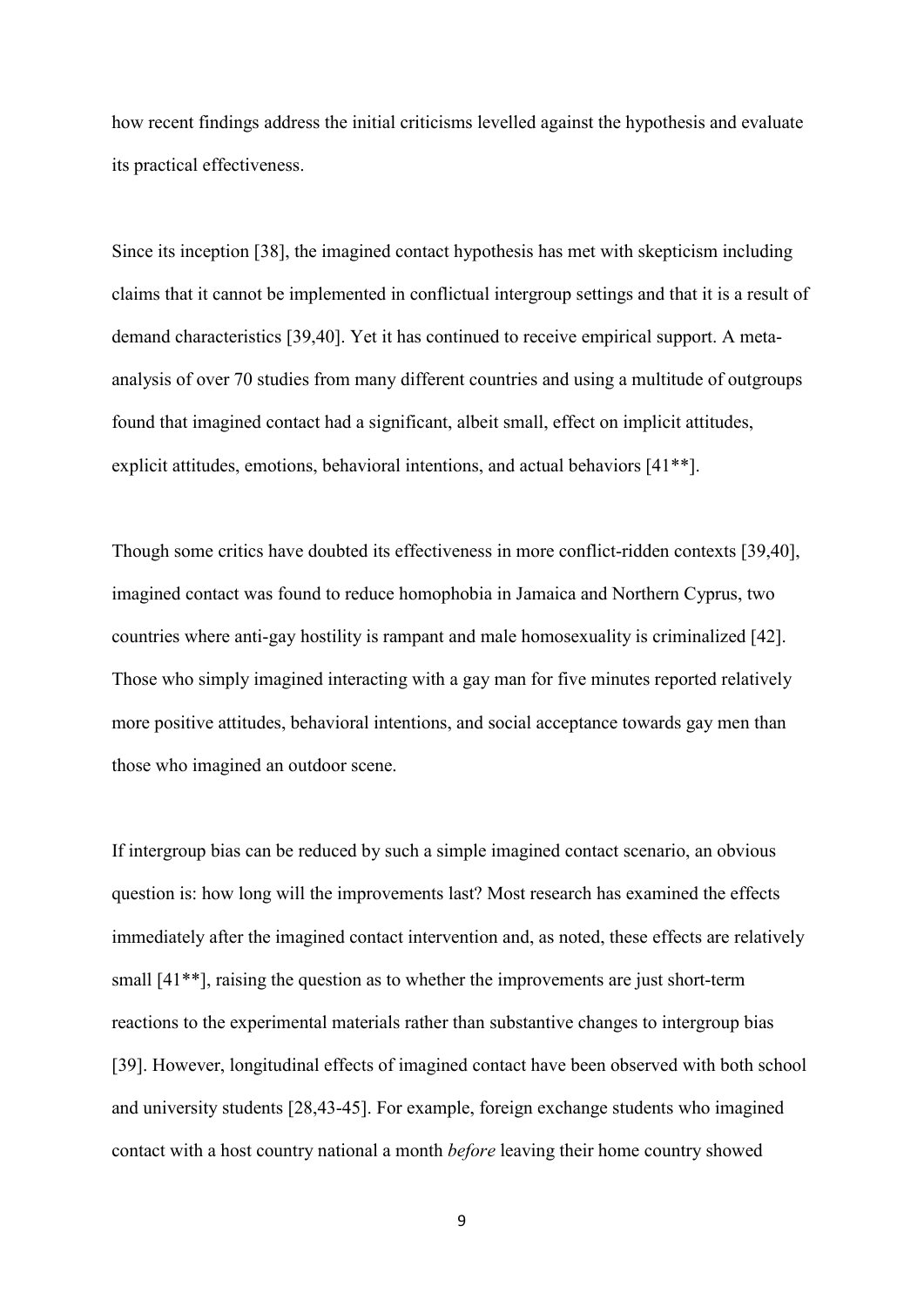how recent findings address the initial criticisms levelled against the hypothesis and evaluate its practical effectiveness.

Since its inception [38], the imagined contact hypothesis has met with skepticism including claims that it cannot be implemented in conflictual intergroup settings and that it is a result of demand characteristics [39,40]. Yet it has continued to receive empirical support. A meta-analysis of over 70 studies from many different countries and using a multitude of outgroups found that imagined contact had a significant, albeit small, effect on implicit attitudes, explicit attitudes, emotions, behavioral intentions, and actual behaviors [41**].

Though some critics have doubted its effectiveness in more conflict-ridden contexts [39,40], imagined contact was found to reduce homophobia in Jamaica and Northern Cyprus, two countries where anti-gay hostility is rampant and male homosexuality is criminalized [42]. Those who simply imagined interacting with a gay man for five minutes reported relatively more positive attitudes, behavioral intentions, and social acceptance towards gay men than those who imagined an outdoor scene.

If intergroup bias can be reduced by such a simple imagined contact scenario, an obvious question is: how long will the improvements last? Most research has examined the effects immediately after the imagined contact intervention and, as noted, these effects are relatively small [41**], raising the question as to whether the improvements are just short-term reactions to the experimental materials rather than substantive changes to intergroup bias [39]. However, longitudinal effects of imagined contact have been observed with both school and university students [28,43-45]. For example, foreign exchange students who imagined contact with a host country national a month *before* leaving their home country showed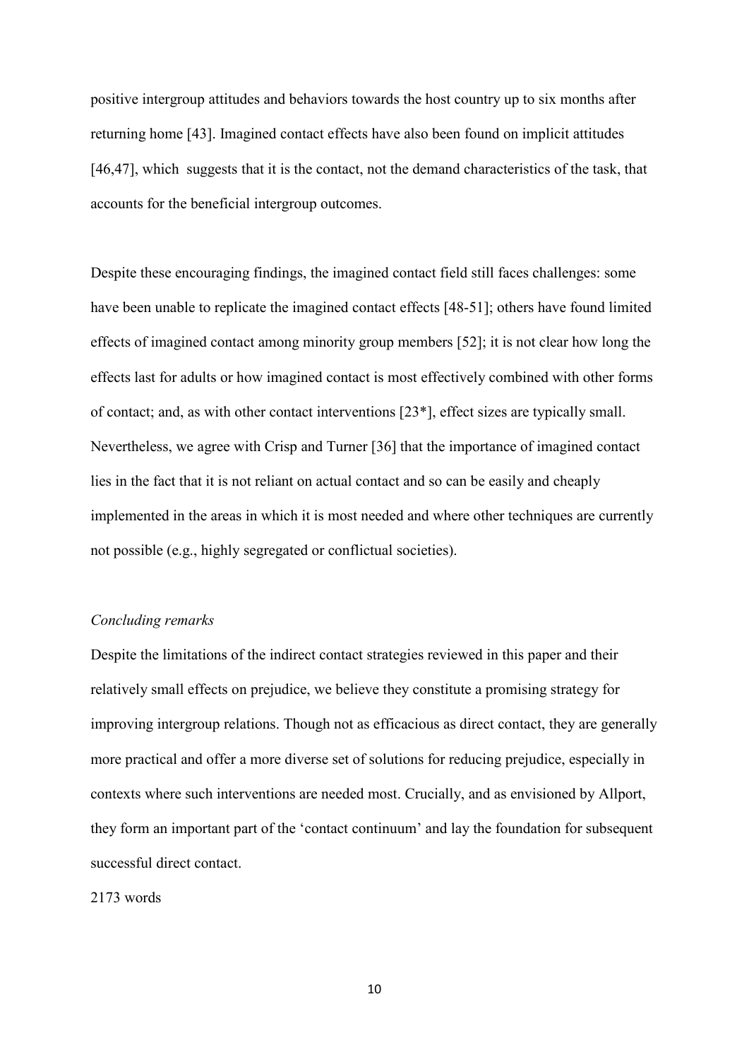positive intergroup attitudes and behaviors towards the host country up to six months after returning home [43]. Imagined contact effects have also been found on implicit attitudes [46,47], which suggests that it is the contact, not the demand characteristics of the task, that accounts for the beneficial intergroup outcomes.

Despite these encouraging findings, the imagined contact field still faces challenges: some have been unable to replicate the imagined contact effects [48-51]; others have found limited effects of imagined contact among minority group members [52]; it is not clear how long the effects last for adults or how imagined contact is most effectively combined with other forms of contact; and, as with other contact interventions [23*], effect sizes are typically small. Nevertheless, we agree with Crisp and Turner [36] that the importance of imagined contact lies in the fact that it is not reliant on actual contact and so can be easily and cheaply implemented in the areas in which it is most needed and where other techniques are currently not possible (e.g., highly segregated or conflictual societies).

*Concluding remarks*

Despite the limitations of the indirect contact strategies reviewed in this paper and their relatively small effects on prejudice, we believe they constitute a promising strategy for improving intergroup relations. Though not as efficacious as direct contact, they are generally more practical and offer a more diverse set of solutions for reducing prejudice, especially in contexts where such interventions are needed most. Crucially, and as envisioned by Allport, they form an important part of the 'contact continuum' and lay the foundation for subsequent successful direct contact.

2173 words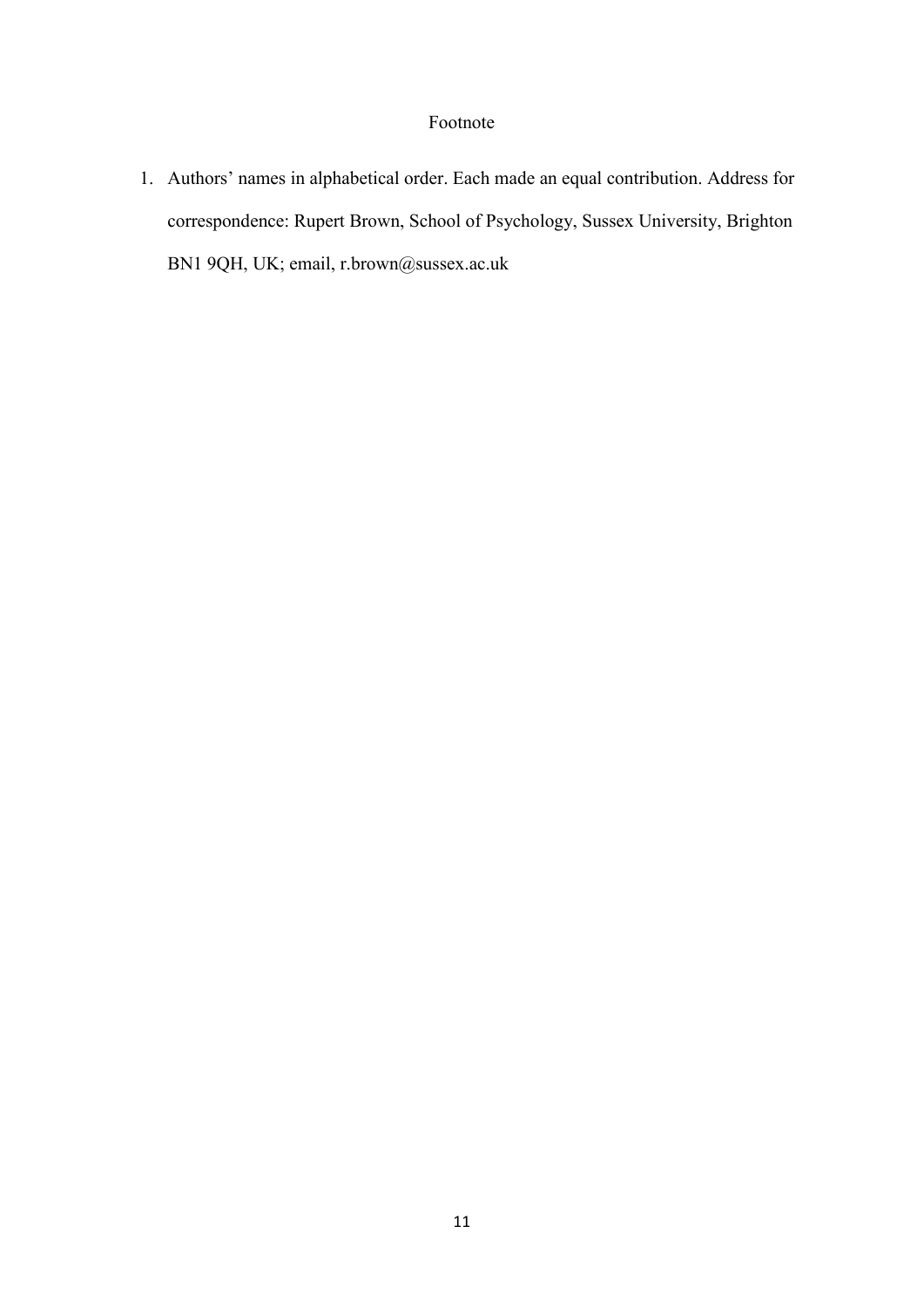# Footnote

1. Authors' names in alphabetical order. Each made an equal contribution. Address for correspondence: Rupert Brown, School of Psychology, Sussex University, Brighton BN1 9QH, UK; email, r.brown@sussex.ac.uk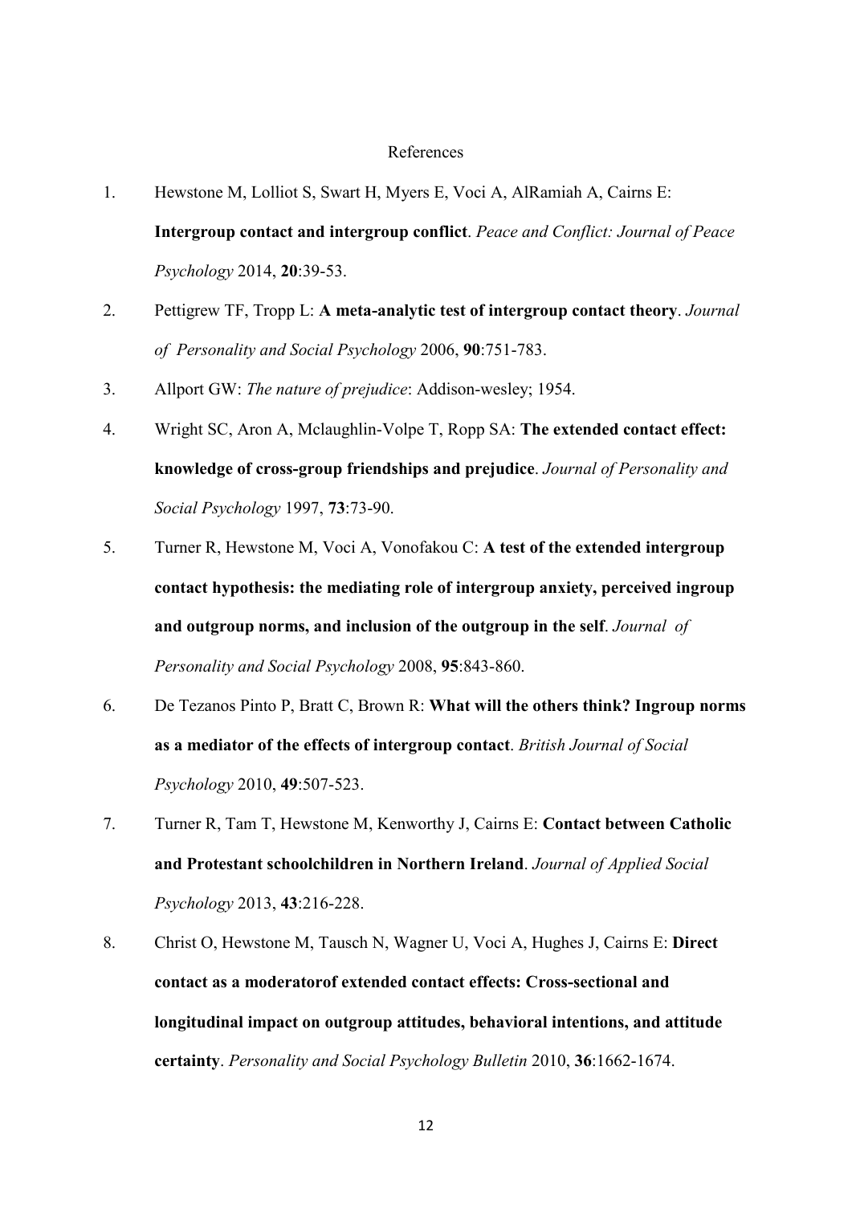References

1. Hewstone M, Lolliot S, Swart H, Myers E, Voci A, AlRamiah A, Cairns E: **Intergroup contact and intergroup conflict**. *Peace and Conflict: Journal of Peace Psychology* 2014, **20**:39-53.
2. Pettigrew TF, Tropp L: **A meta-analytic test of intergroup contact theory**. *Journal of Personality and Social Psychology* 2006, **90**:751-783.
3. Allport GW: *The nature of prejudice*: Addison-wesley; 1954.
4. Wright SC, Aron A, Mclaughlin-Volpe T, Ropp SA: **The extended contact effect: knowledge of cross-group friendships and prejudice**. *Journal of Personality and Social Psychology* 1997, **73**:73-90.
5. Turner R, Hewstone M, Voci A, Vonofakou C: **A test of the extended intergroup contact hypothesis: the mediating role of intergroup anxiety, perceived ingroup and outgroup norms, and inclusion of the outgroup in the self**. *Journal of Personality and Social Psychology* 2008, **95**:843-860.
6. De Tezanos Pinto P, Bratt C, Brown R: **What will the others think? Ingroup norms as a mediator of the effects of intergroup contact**. *British Journal of Social Psychology* 2010, **49**:507-523.
7. Turner R, Tam T, Hewstone M, Kenworthy J, Cairns E: **Contact between Catholic and Protestant schoolchildren in Northern Ireland**. *Journal of Applied Social Psychology* 2013, **43**:216-228.
8. Christ O, Hewstone M, Tausch N, Wagner U, Voci A, Hughes J, Cairns E: **Direct contact as a moderatorof extended contact effects: Cross-sectional and longitudinal impact on outgroup attitudes, behavioral intentions, and attitude certainty**. *Personality and Social Psychology Bulletin* 2010, **36**:1662-1674.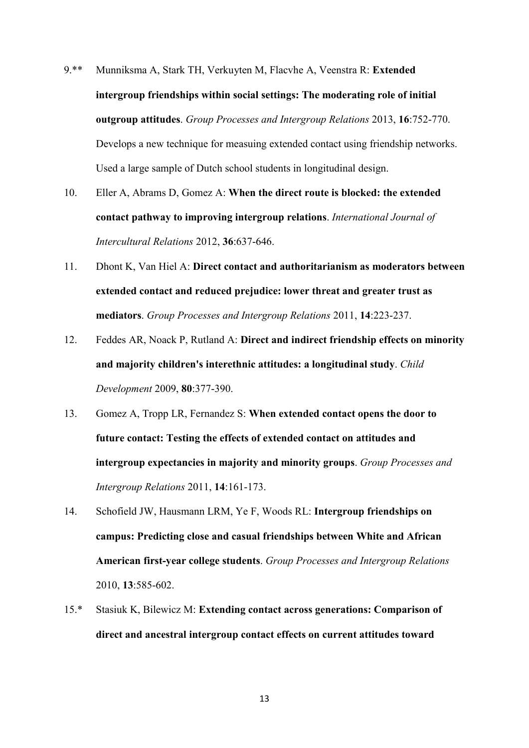9.** Munniksma A, Stark TH, Verkuyten M, Flacvhe A, Veenstra R: **Extended intergroup friendships within social settings: The moderating role of initial outgroup attitudes**. *Group Processes and Intergroup Relations* 2013, **16**:752-770. Develops a new technique for measuing extended contact using friendship networks. Used a large sample of Dutch school students in longitudinal design.

10. Eller A, Abrams D, Gomez A: **When the direct route is blocked: the extended contact pathway to improving intergroup relations**. *International Journal of Intercultural Relations* 2012, **36**:637-646.

11. Dhont K, Van Hiel A: **Direct contact and authoritarianism as moderators between extended contact and reduced prejudice: lower threat and greater trust as mediators**. *Group Processes and Intergroup Relations* 2011, **14**:223-237.

12. Feddes AR, Noack P, Rutland A: **Direct and indirect friendship effects on minority and majority children's interethnic attitudes: a longitudinal study**. *Child Development* 2009, **80**:377-390.

13. Gomez A, Tropp LR, Fernandez S: **When extended contact opens the door to future contact: Testing the effects of extended contact on attitudes and intergroup expectancies in majority and minority groups**. *Group Processes and Intergroup Relations* 2011, **14**:161-173.

14. Schofield JW, Hausmann LRM, Ye F, Woods RL: **Intergroup friendships on campus: Predicting close and casual friendships between White and African American first-year college students**. *Group Processes and Intergroup Relations* 2010, **13**:585-602.

15.* Stasiuk K, Bilewicz M: **Extending contact across generations: Comparison of direct and ancestral intergroup contact effects on current attitudes toward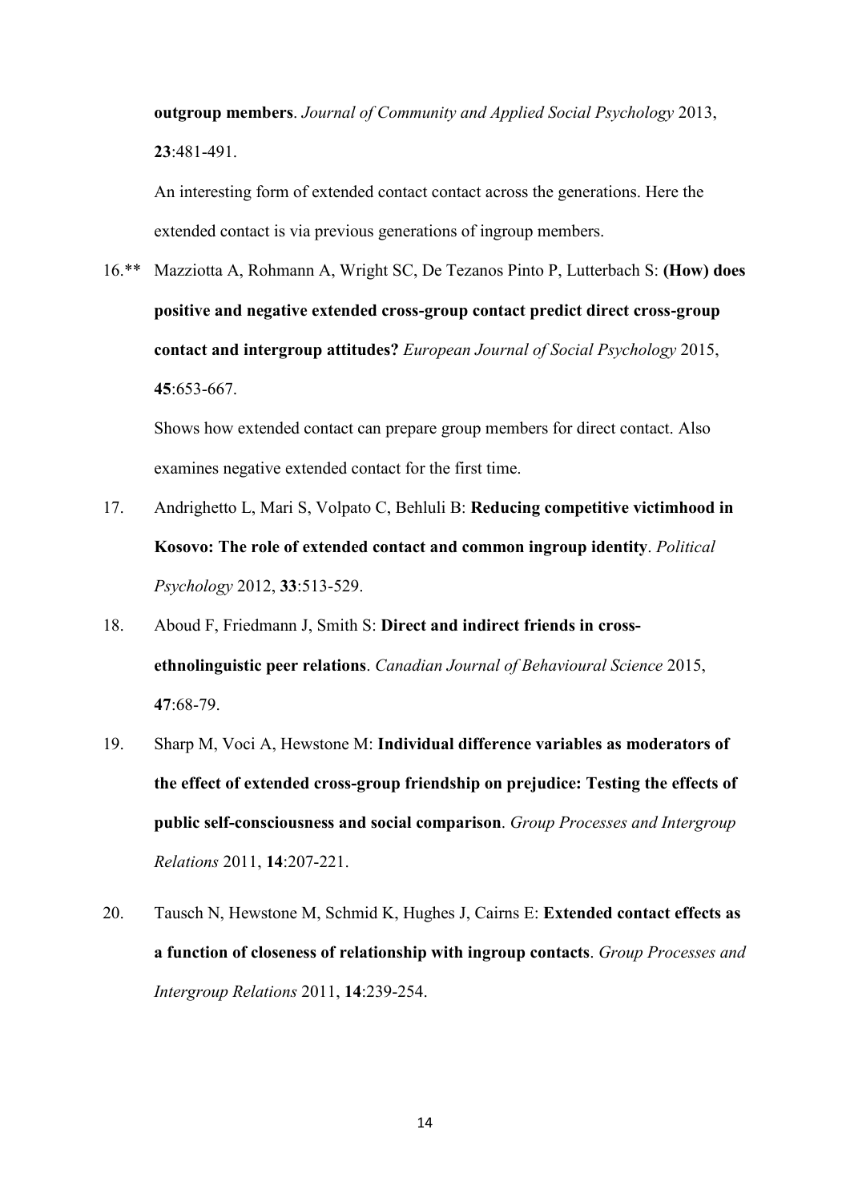**outgroup members**. *Journal of Community and Applied Social Psychology* 2013, **23**:481-491.

An interesting form of extended contact contact across the generations. Here the extended contact is via previous generations of ingroup members.

16.** Mazziotta A, Rohmann A, Wright SC, De Tezanos Pinto P, Lutterbach S: **(How) does positive and negative extended cross-group contact predict direct cross-group contact and intergroup attitudes?** *European Journal of Social Psychology* 2015, **45**:653-667.

Shows how extended contact can prepare group members for direct contact. Also examines negative extended contact for the first time.

17. Andrighetto L, Mari S, Volpato C, Behluli B: **Reducing competitive victimhood in Kosovo: The role of extended contact and common ingroup identity**. *Political Psychology* 2012, **33**:513-529.

18. Aboud F, Friedmann J, Smith S: **Direct and indirect friends in cross-ethnolinguistic peer relations**. *Canadian Journal of Behavioural Science* 2015, **47**:68-79.

19. Sharp M, Voci A, Hewstone M: **Individual difference variables as moderators of the effect of extended cross-group friendship on prejudice: Testing the effects of public self-consciousness and social comparison**. *Group Processes and Intergroup Relations* 2011, **14**:207-221.

20. Tausch N, Hewstone M, Schmid K, Hughes J, Cairns E: **Extended contact effects as a function of closeness of relationship with ingroup contacts**. *Group Processes and Intergroup Relations* 2011, **14**:239-254.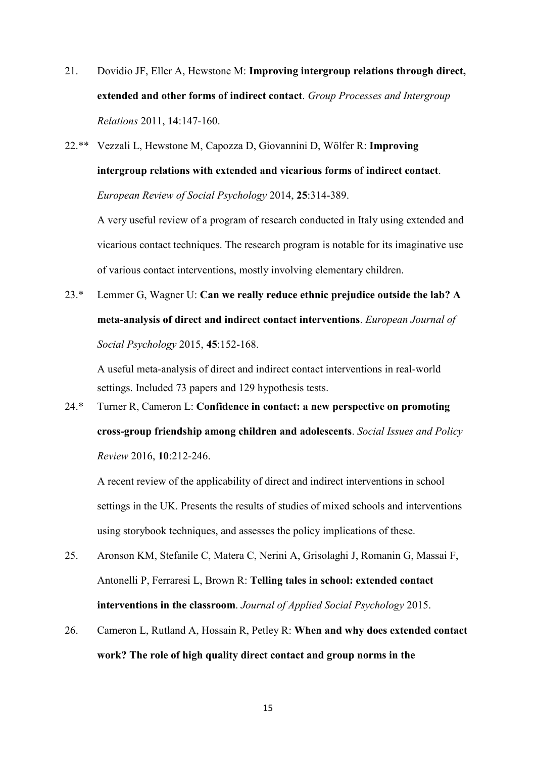21. Dovidio JF, Eller A, Hewstone M: **Improving intergroup relations through direct, extended and other forms of indirect contact**. *Group Processes and Intergroup Relations* 2011, **14**:147-160.

22.** Vezzali L, Hewstone M, Capozza D, Giovannini D, Wölfer R: **Improving intergroup relations with extended and vicarious forms of indirect contact**. *European Review of Social Psychology* 2014, **25**:314-389.

   A very useful review of a program of research conducted in Italy using extended and vicarious contact techniques. The research program is notable for its imaginative use of various contact interventions, mostly involving elementary children.

23.* Lemmer G, Wagner U: **Can we really reduce ethnic prejudice outside the lab? A meta-analysis of direct and indirect contact interventions**. *European Journal of Social Psychology* 2015, **45**:152-168.

   A useful meta-analysis of direct and indirect contact interventions in real-world settings. Included 73 papers and 129 hypothesis tests.

24.* Turner R, Cameron L: **Confidence in contact: a new perspective on promoting cross-group friendship among children and adolescents**. *Social Issues and Policy Review* 2016, **10**:212-246.

   A recent review of the applicability of direct and indirect interventions in school settings in the UK. Presents the results of studies of mixed schools and interventions using storybook techniques, and assesses the policy implications of these.

25. Aronson KM, Stefanile C, Matera C, Nerini A, Grisolaghi J, Romanin G, Massai F, Antonelli P, Ferraresi L, Brown R: **Telling tales in school: extended contact interventions in the classroom**. *Journal of Applied Social Psychology* 2015.

26. Cameron L, Rutland A, Hossain R, Petley R: **When and why does extended contact work? The role of high quality direct contact and group norms in the**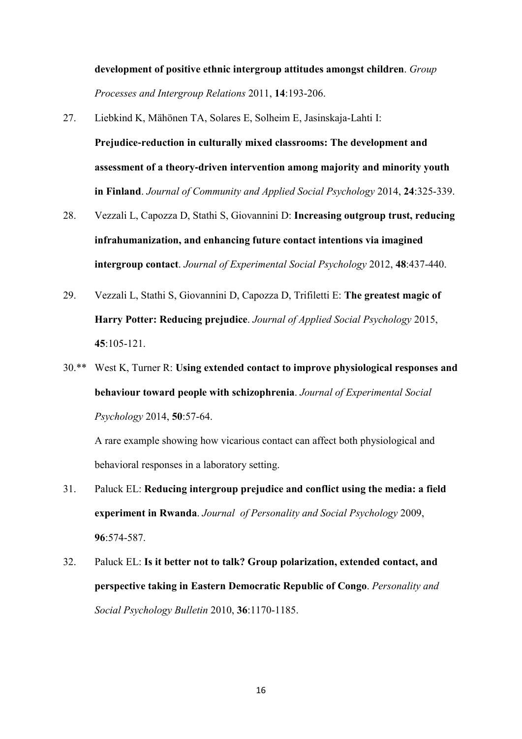**development of positive ethnic intergroup attitudes amongst children**. *Group Processes and Intergroup Relations* 2011, **14**:193-206.

27. Liebkind K, Mähönen TA, Solares E, Solheim E, Jasinskaja-Lahti I: **Prejudice-reduction in culturally mixed classrooms: The development and assessment of a theory-driven intervention among majority and minority youth in Finland**. *Journal of Community and Applied Social Psychology* 2014, **24**:325-339.

28. Vezzali L, Capozza D, Stathi S, Giovannini D: **Increasing outgroup trust, reducing infrahumanization, and enhancing future contact intentions via imagined intergroup contact**. *Journal of Experimental Social Psychology* 2012, **48**:437-440.

29. Vezzali L, Stathi S, Giovannini D, Capozza D, Trifiletti E: **The greatest magic of Harry Potter: Reducing prejudice**. *Journal of Applied Social Psychology* 2015, **45**:105-121.

30.** West K, Turner R: **Using extended contact to improve physiological responses and behaviour toward people with schizophrenia**. *Journal of Experimental Social Psychology* 2014, **50**:57-64.

    A rare example showing how vicarious contact can affect both physiological and behavioral responses in a laboratory setting.

31. Paluck EL: **Reducing intergroup prejudice and conflict using the media: a field experiment in Rwanda**. *Journal of Personality and Social Psychology* 2009, **96**:574-587.

32. Paluck EL: **Is it better not to talk? Group polarization, extended contact, and perspective taking in Eastern Democratic Republic of Congo**. *Personality and Social Psychology Bulletin* 2010, **36**:1170-1185.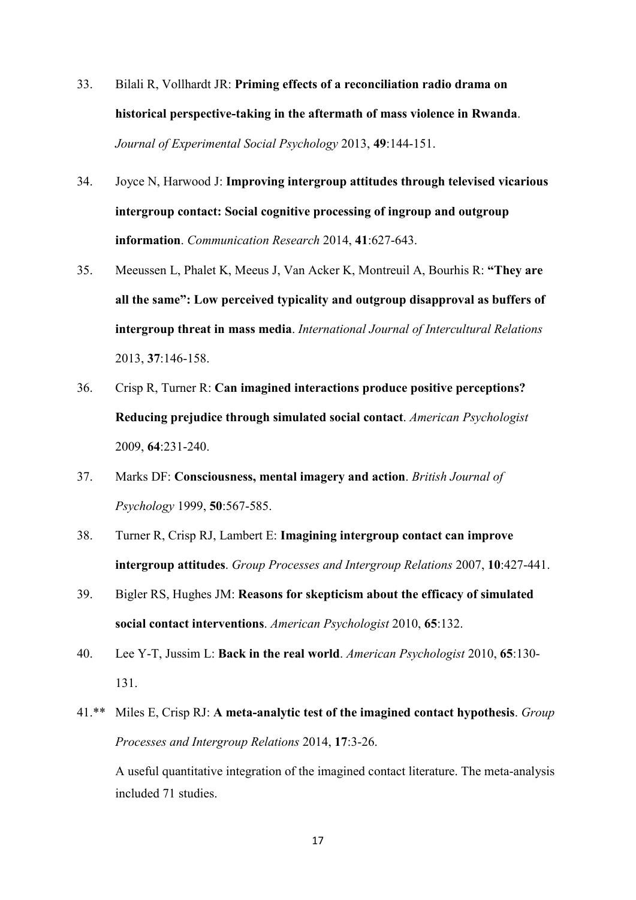33. Bilali R, Vollhardt JR: **Priming effects of a reconciliation radio drama on historical perspective-taking in the aftermath of mass violence in Rwanda**. *Journal of Experimental Social Psychology* 2013, **49**:144-151.

34. Joyce N, Harwood J: **Improving intergroup attitudes through televised vicarious intergroup contact: Social cognitive processing of ingroup and outgroup information**. *Communication Research* 2014, **41**:627-643.

35. Meeussen L, Phalet K, Meeus J, Van Acker K, Montreuil A, Bourhis R: **"They are all the same": Low perceived typicality and outgroup disapproval as buffers of intergroup threat in mass media**. *International Journal of Intercultural Relations* 2013, **37**:146-158.

36. Crisp R, Turner R: **Can imagined interactions produce positive perceptions? Reducing prejudice through simulated social contact**. *American Psychologist* 2009, **64**:231-240.

37. Marks DF: **Consciousness, mental imagery and action**. *British Journal of Psychology* 1999, **50**:567-585.

38. Turner R, Crisp RJ, Lambert E: **Imagining intergroup contact can improve intergroup attitudes**. *Group Processes and Intergroup Relations* 2007, **10**:427-441.

39. Bigler RS, Hughes JM: **Reasons for skepticism about the efficacy of simulated social contact interventions**. *American Psychologist* 2010, **65**:132.

40. Lee Y-T, Jussim L: **Back in the real world**. *American Psychologist* 2010, **65**:130-131.

41.** Miles E, Crisp RJ: **A meta-analytic test of the imagined contact hypothesis**. *Group Processes and Intergroup Relations* 2014, **17**:3-26.

    A useful quantitative integration of the imagined contact literature. The meta-analysis included 71 studies.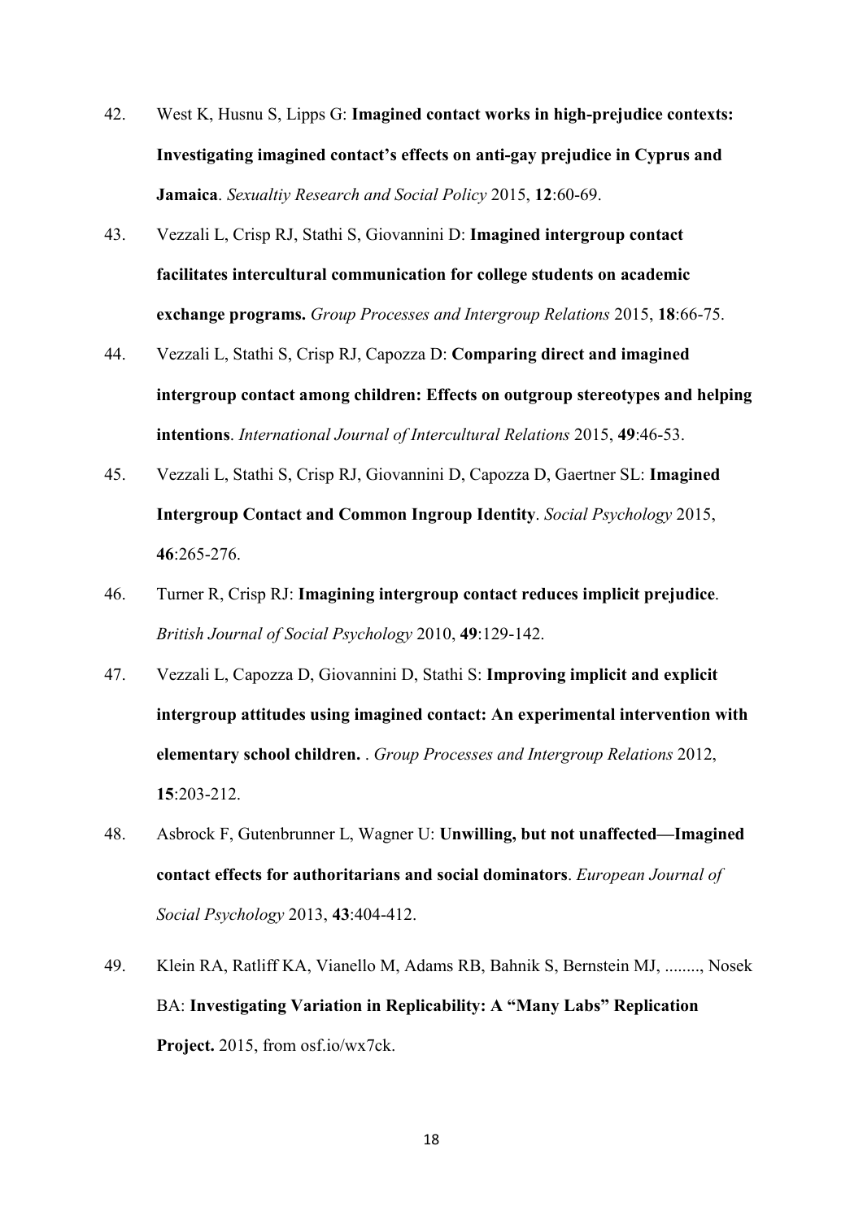42. West K, Husnu S, Lipps G: **Imagined contact works in high-prejudice contexts: Investigating imagined contact's effects on anti-gay prejudice in Cyprus and Jamaica**. *Sexualtiy Research and Social Policy* 2015, **12**:60-69.

43. Vezzali L, Crisp RJ, Stathi S, Giovannini D: **Imagined intergroup contact facilitates intercultural communication for college students on academic exchange programs.** *Group Processes and Intergroup Relations* 2015, **18**:66-75.

44. Vezzali L, Stathi S, Crisp RJ, Capozza D: **Comparing direct and imagined intergroup contact among children: Effects on outgroup stereotypes and helping intentions**. *International Journal of Intercultural Relations* 2015, **49**:46-53.

45. Vezzali L, Stathi S, Crisp RJ, Giovannini D, Capozza D, Gaertner SL: **Imagined Intergroup Contact and Common Ingroup Identity**. *Social Psychology* 2015, **46**:265-276.

46. Turner R, Crisp RJ: **Imagining intergroup contact reduces implicit prejudice**. *British Journal of Social Psychology* 2010, **49**:129-142.

47. Vezzali L, Capozza D, Giovannini D, Stathi S: **Improving implicit and explicit intergroup attitudes using imagined contact: An experimental intervention with elementary school children.** . *Group Processes and Intergroup Relations* 2012, **15**:203-212.

48. Asbrock F, Gutenbrunner L, Wagner U: **Unwilling, but not unaffected—Imagined contact effects for authoritarians and social dominators**. *European Journal of Social Psychology* 2013, **43**:404-412.

49. Klein RA, Ratliff KA, Vianello M, Adams RB, Bahnik S, Bernstein MJ, ........, Nosek BA: **Investigating Variation in Replicability: A "Many Labs" Replication Project.** 2015, from osf.io/wx7ck.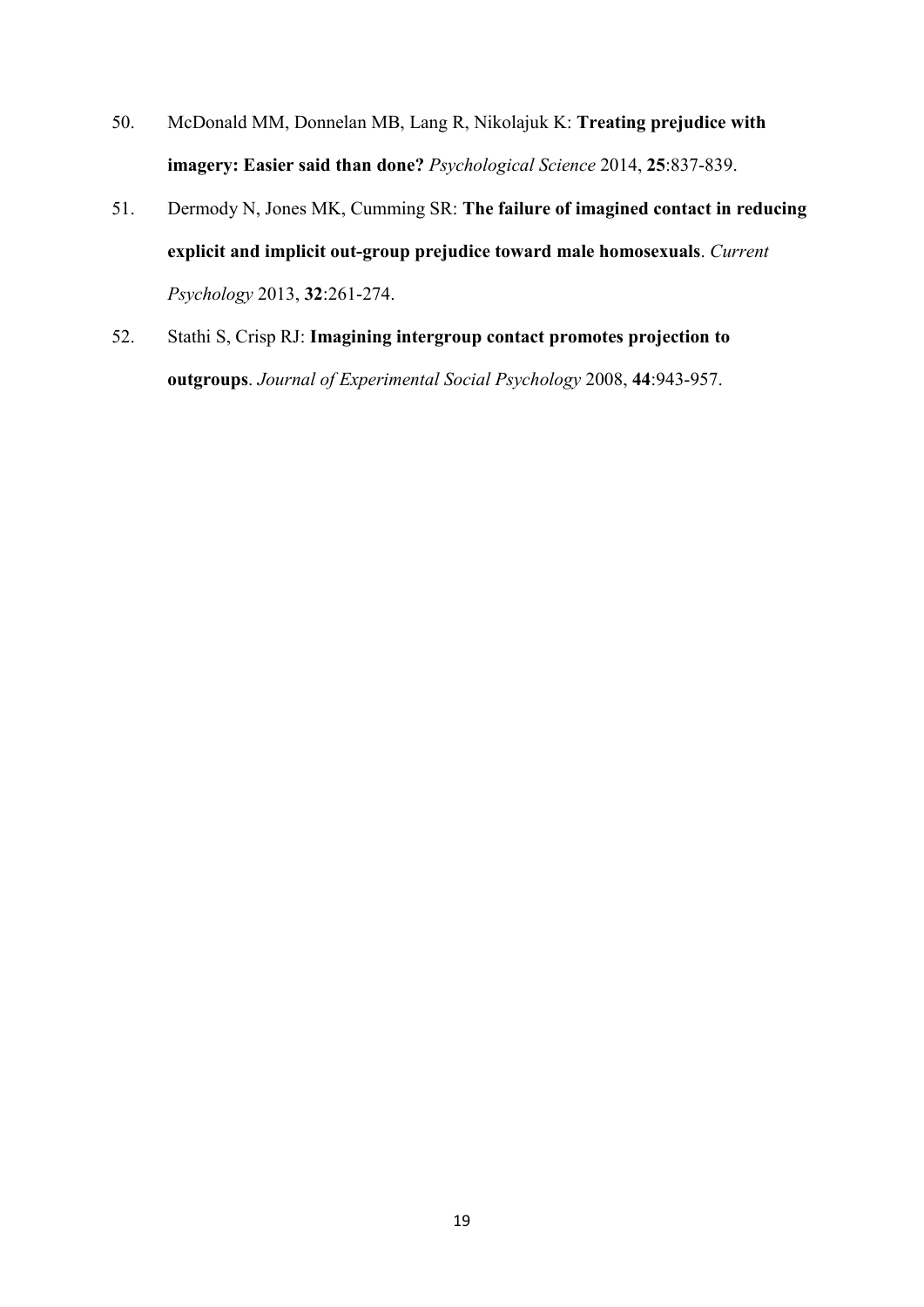50. McDonald MM, Donnelan MB, Lang R, Nikolajuk K: **Treating prejudice with imagery: Easier said than done?** *Psychological Science* 2014, **25**:837-839.
51. Dermody N, Jones MK, Cumming SR: **The failure of imagined contact in reducing explicit and implicit out-group prejudice toward male homosexuals**. *Current Psychology* 2013, **32**:261-274.
52. Stathi S, Crisp RJ: **Imagining intergroup contact promotes projection to outgroups**. *Journal of Experimental Social Psychology* 2008, **44**:943-957.